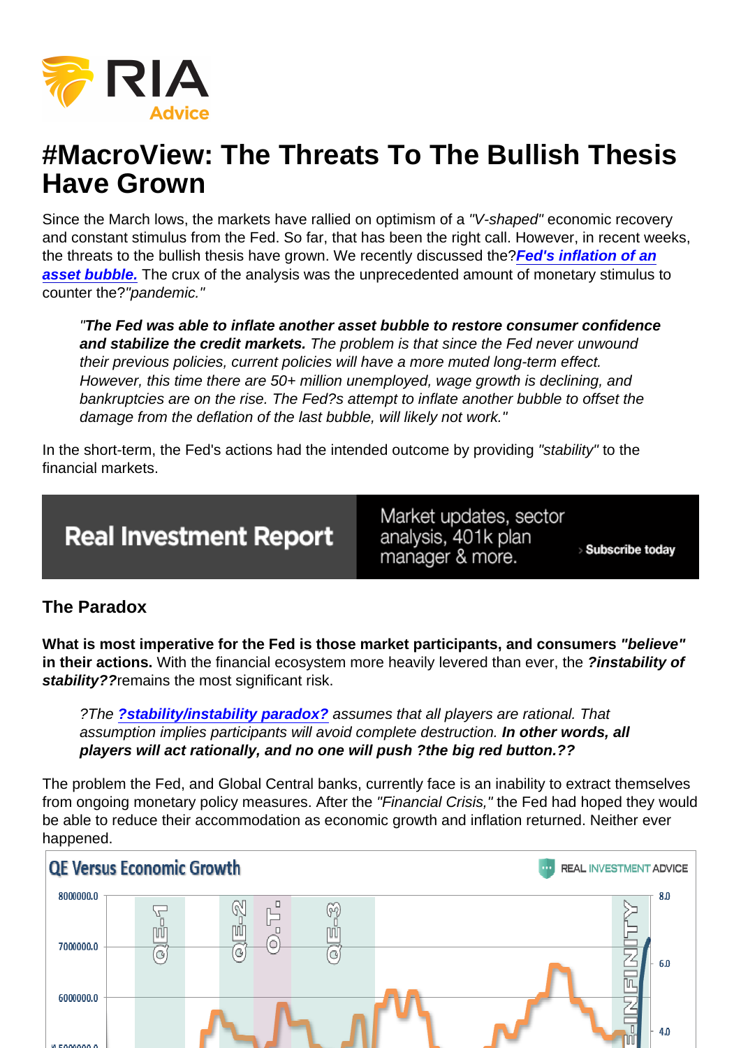# #MacroView: The Threats To The Bullish Thesis Have Grown

Since the March lows, the markets have rallied on optimism of a *"V-shaped"* economic recovery and constant stimulus from the Fed. So far, that has been the right call. However, in recent weeks, the threats to the bullish thesis have grown. We recently discussed the?***Fed's inflation of an asset bubble.*** The crux of the analysis was the unprecedented amount of monetary stimulus to counter the?*"pandemic."*

> *"**The Fed was able to inflate another asset bubble to restore consumer confidence and stabilize the credit markets.** The problem is that since the Fed never unwound their previous policies, current policies will have a more muted long-term effect. However, this time there are 50+ million unemployed, wage growth is declining, and bankruptcies are on the rise. The Fed?s attempt to inflate another bubble to offset the damage from the deflation of the last bubble, will likely not work."*

In the short-term, the Fed's actions had the intended outcome by providing *"stability"* to the financial markets.

## The Paradox

**What is most imperative for the Fed is those market participants, and consumers *"believe"* in their actions.** With the financial ecosystem more heavily levered than ever, the ***?instability of stability??***remains the most significant risk.

> *?The **?stability/instability paradox?** assumes that all players are rational. That assumption implies participants will avoid complete destruction. **In other words, all players will act rationally, and no one will push ?the big red button.??***

The problem the Fed, and Global Central banks, currently face is an inability to extract themselves from ongoing monetary policy measures. After the *"Financial Crisis,"* the Fed had hoped they would be able to reduce their accommodation as economic growth and inflation returned. Neither ever happened.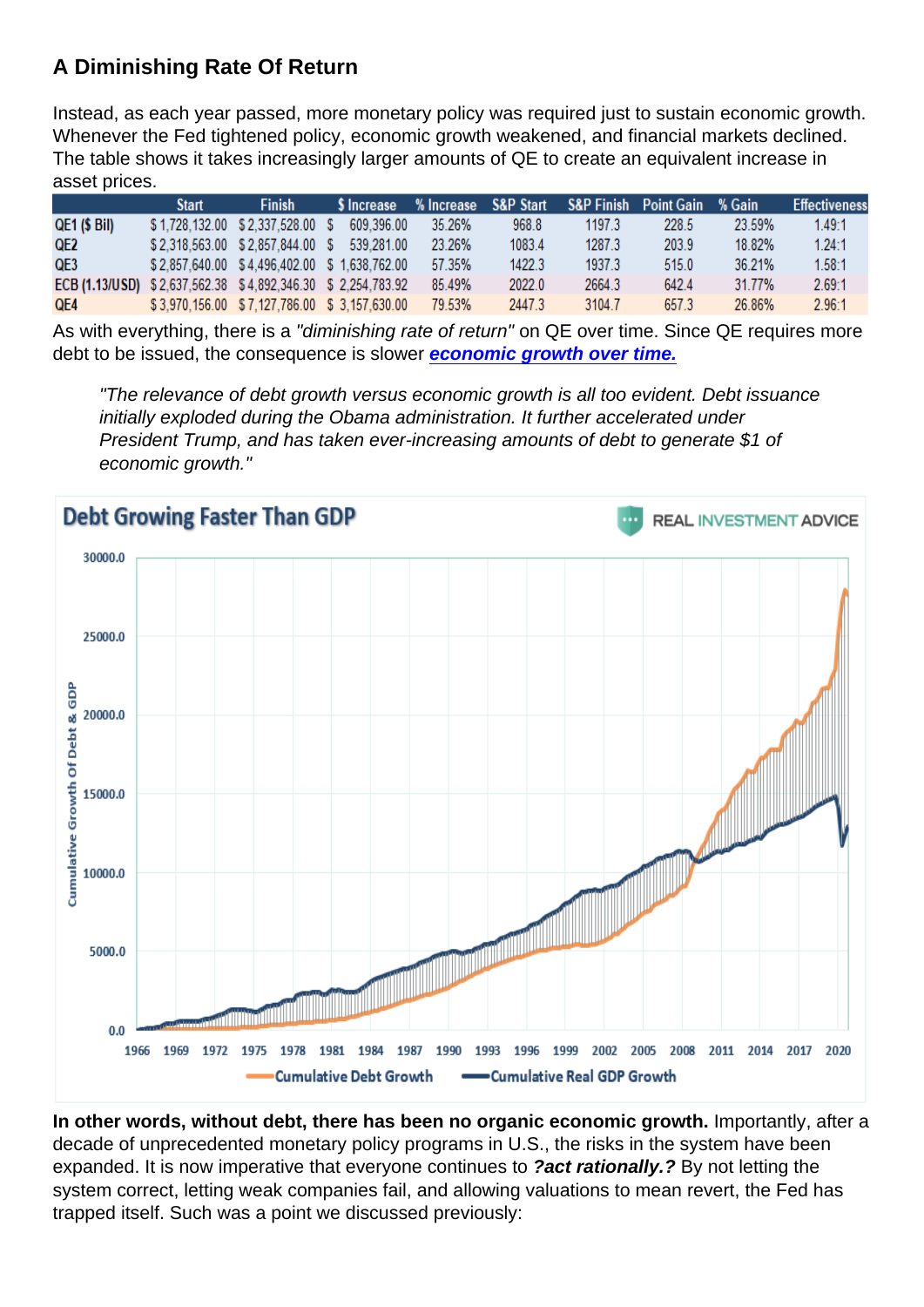## A Diminishing Rate Of Return

Instead, as each year passed, more monetary policy was required just to sustain economic growth. Whenever the Fed tightened policy, economic growth weakened, and financial markets declined. The table shows it takes increasingly larger amounts of QE to create an equivalent increase in asset prices.

| | Start | Finish | $ Increase | % Increase | S&P Start | S&P Finish | Point Gain | % Gain | Effectiveness |
|---|---|---|---|---|---|---|---|---|---|
| QE1 ($ Bil) | $ 1,728,132.00 | $ 2,337,528.00 | $ 609,396.00 | 35.26% | 968.8 | 1197.3 | 228.5 | 23.59% | 1.49:1 |
| QE2 | $ 2,318,563.00 | $ 2,857,844.00 | $ 539,281.00 | 23.26% | 1083.4 | 1287.3 | 203.9 | 18.82% | 1.24:1 |
| QE3 | $ 2,857,640.00 | $ 4,496,402.00 | $ 1,638,762.00 | 57.35% | 1422.3 | 1937.3 | 515.0 | 36.21% | 1.58:1 |
| ECB (1.13/USD) | $ 2,637,562.38 | $ 4,892,346.30 | $ 2,254,783.92 | 85.49% | 2022.0 | 2664.3 | 642.4 | 31.77% | 2.69:1 |
| QE4 | $ 3,970,156.00 | $ 7,127,786.00 | $ 3,157,630.00 | 79.53% | 2447.3 | 3104.7 | 657.3 | 26.86% | 2.96:1 |

As with everything, there is a *"diminishing rate of return"* on QE over time. Since QE requires more debt to be issued, the consequence is slower **economic growth over time.**

> *"The relevance of debt growth versus economic growth is all too evident. Debt issuance initially exploded during the Obama administration. It further accelerated under President Trump, and has taken ever-increasing amounts of debt to generate $1 of economic growth."*

**In other words, without debt, there has been no organic economic growth.** Importantly, after a decade of unprecedented monetary policy programs in U.S., the risks in the system have been expanded. It is now imperative that everyone continues to ***?act rationally.?*** By not letting the system correct, letting weak companies fail, and allowing valuations to mean revert, the Fed has trapped itself. Such was a point we discussed previously: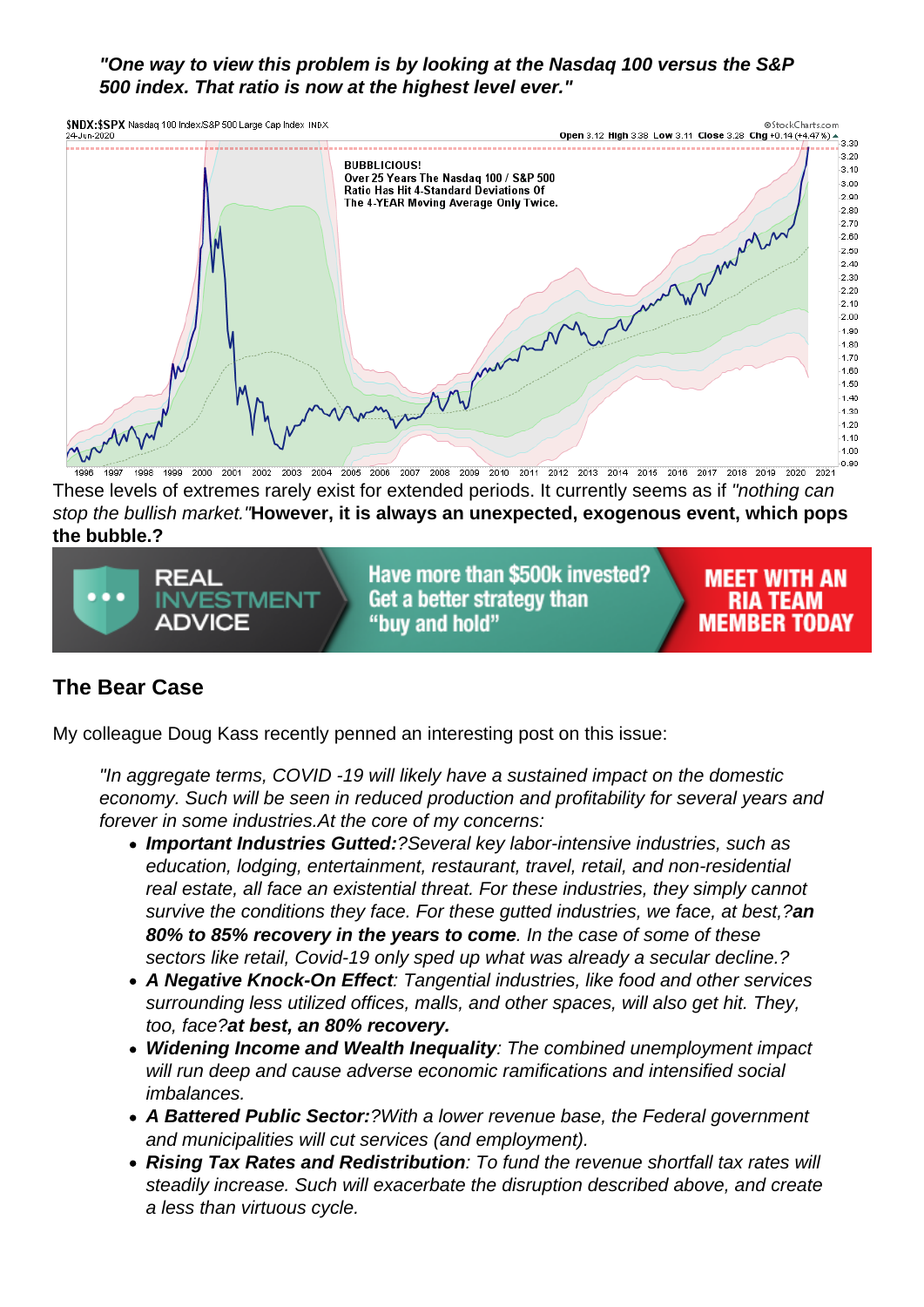*"One way to view this problem is by looking at the Nasdaq 100 versus the S&P 500 index. That ratio is now at the highest level ever."*

These levels of extremes rarely exist for extended periods. It currently seems as if *"nothing can stop the bullish market."* **However, it is always an unexpected, exogenous event, which pops the bubble.?**

## The Bear Case

My colleague Doug Kass recently penned an interesting post on this issue:

> *"In aggregate terms, COVID -19 will likely have a sustained impact on the domestic economy. Such will be seen in reduced production and profitability for several years and forever in some industries.At the core of my concerns:*
>
> - ***Important Industries Gutted:****?Several key labor-intensive industries, such as education, lodging, entertainment, restaurant, travel, retail, and non-residential real estate, all face an existential threat. For these industries, they simply cannot survive the conditions they face. For these gutted industries, we face, at best,?****an 80% to 85% recovery in the years to come****. In the case of some of these sectors like retail, Covid-19 only sped up what was already a secular decline.?*
> - ***A Negative Knock-On Effect****: Tangential industries, like food and other services surrounding less utilized offices, malls, and other spaces, will also get hit. They, too, face?****at best, an 80% recovery.***
> - ***Widening Income and Wealth Inequality****: The combined unemployment impact will run deep and cause adverse economic ramifications and intensified social imbalances.*
> - ***A Battered Public Sector:****?With a lower revenue base, the Federal government and municipalities will cut services (and employment).*
> - ***Rising Tax Rates and Redistribution****: To fund the revenue shortfall tax rates will steadily increase. Such will exacerbate the disruption described above, and create a less than virtuous cycle.*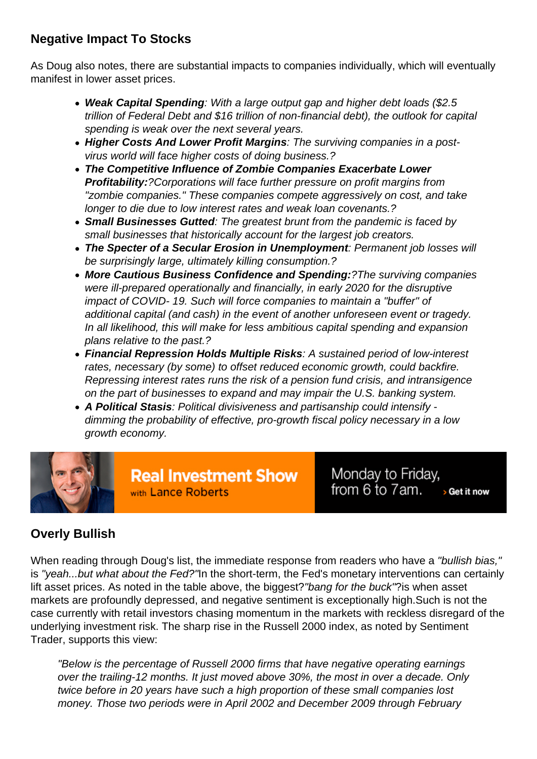## Negative Impact To Stocks

As Doug also notes, there are substantial impacts to companies individually, which will eventually manifest in lower asset prices.

- ***Weak Capital Spending***: *With a large output gap and higher debt loads ($2.5 trillion of Federal Debt and $16 trillion of non-financial debt), the outlook for capital spending is weak over the next several years.*
- ***Higher Costs And Lower Profit Margins***: *The surviving companies in a post-virus world will face higher costs of doing business.?*
- ***The Competitive Influence of Zombie Companies Exacerbate Lower Profitability:****?Corporations will face further pressure on profit margins from "zombie companies." These companies compete aggressively on cost, and take longer to die due to low interest rates and weak loan covenants.?*
- ***Small Businesses Gutted***: *The greatest brunt from the pandemic is faced by small businesses that historically account for the largest job creators.*
- ***The Specter of a Secular Erosion in Unemployment***: *Permanent job losses will be surprisingly large, ultimately killing consumption.?*
- ***More Cautious Business Confidence and Spending:****?The surviving companies were ill-prepared operationally and financially, in early 2020 for the disruptive impact of COVID- 19. Such will force companies to maintain a "buffer" of additional capital (and cash) in the event of another unforeseen event or tragedy. In all likelihood, this will make for less ambitious capital spending and expansion plans relative to the past.?*
- ***Financial Repression Holds Multiple Risks***: *A sustained period of low-interest rates, necessary (by some) to offset reduced economic growth, could backfire. Repressing interest rates runs the risk of a pension fund crisis, and intransigence on the part of businesses to expand and may impair the U.S. banking system.*
- ***A Political Stasis***: *Political divisiveness and partisanship could intensify - dimming the probability of effective, pro-growth fiscal policy necessary in a low growth economy.*

**Real Investment Show** with Lance Roberts — Monday to Friday, from 6 to 7am. › Get it now

## Overly Bullish

When reading through Doug's list, the immediate response from readers who have a *"bullish bias,"* is *"yeah...but what about the Fed?"*In the short-term, the Fed's monetary interventions can certainly lift asset prices. As noted in the table above, the biggest?*"bang for the buck"*?is when asset markets are profoundly depressed, and negative sentiment is exceptionally high.Such is not the case currently with retail investors chasing momentum in the markets with reckless disregard of the underlying investment risk. The sharp rise in the Russell 2000 index, as noted by Sentiment Trader, supports this view:

> *"Below is the percentage of Russell 2000 firms that have negative operating earnings over the trailing-12 months. It just moved above 30%, the most in over a decade. Only twice before in 20 years have such a high proportion of these small companies lost money. Those two periods were in April 2002 and December 2009 through February*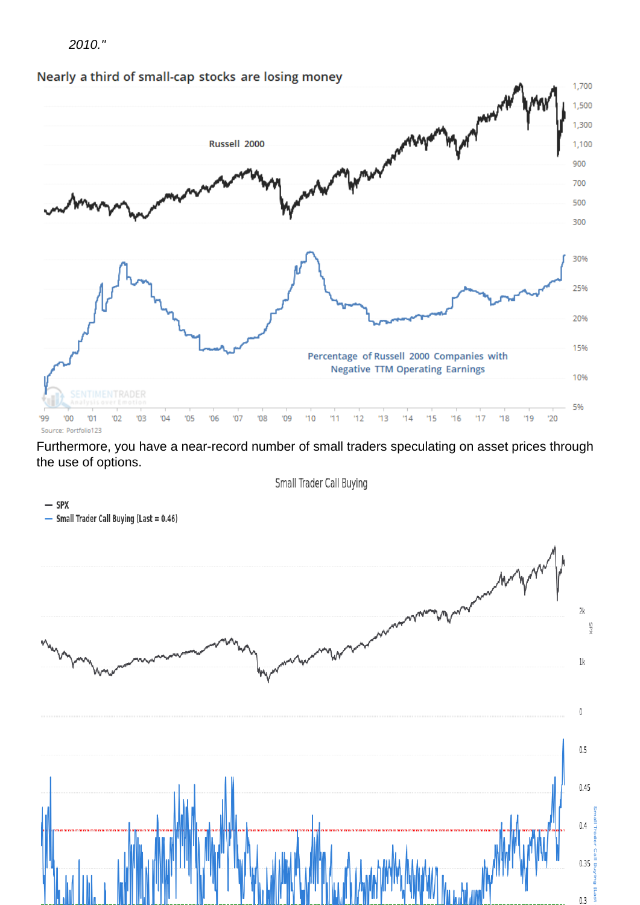*2010."*

Nearly a third of small-cap stocks are losing money

Source: Portfolio123

Furthermore, you have a near-record number of small traders speculating on asset prices through the use of options.

Small Trader Call Buying

— SPX
— Small Trader Call Buying (Last = 0.46)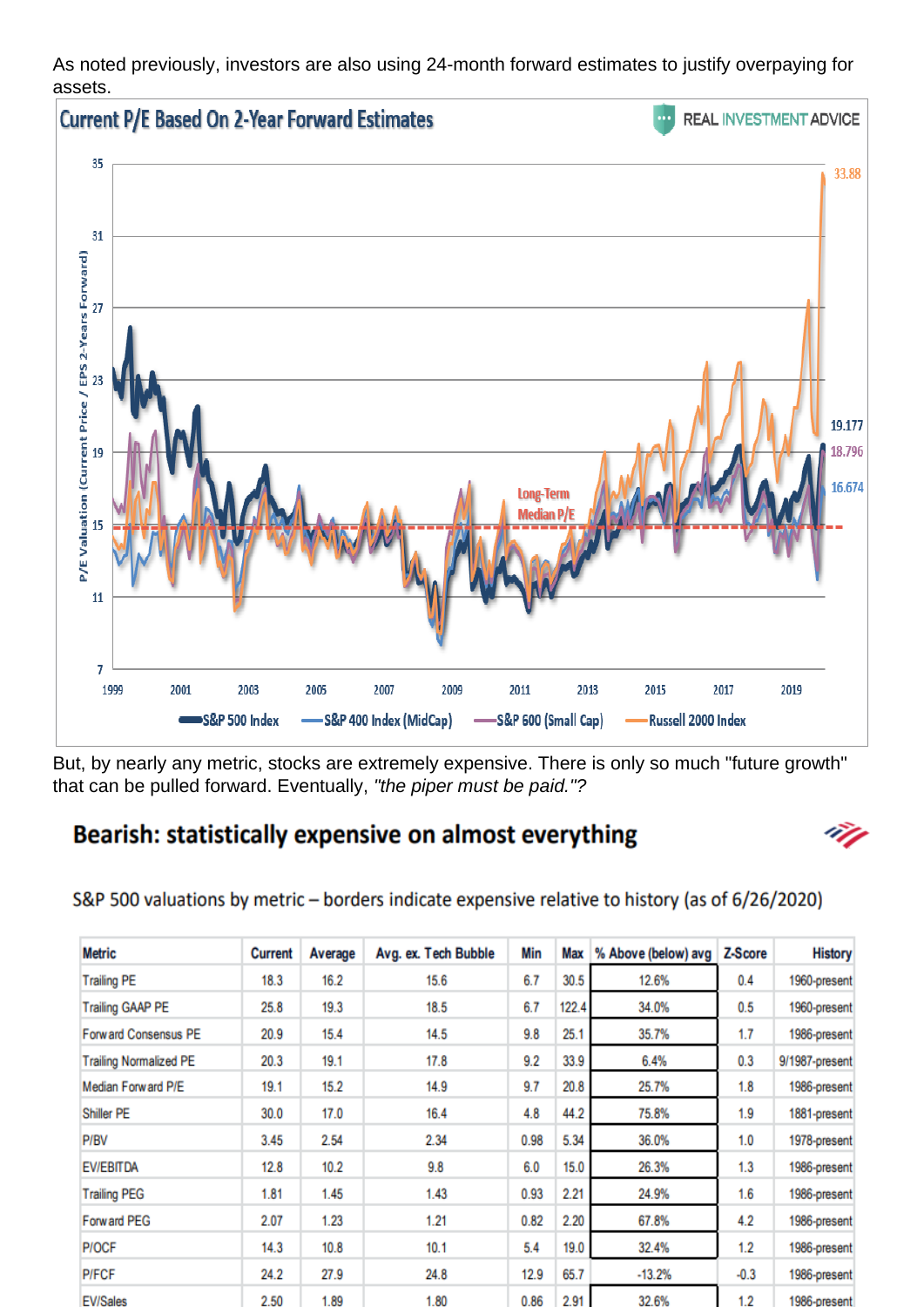As noted previously, investors are also using 24-month forward estimates to justify overpaying for assets.

But, by nearly any metric, stocks are extremely expensive. There is only so much "future growth" that can be pulled forward. Eventually, *"the piper must be paid."?*

## Bearish: statistically expensive on almost everything

S&P 500 valuations by metric – borders indicate expensive relative to history (as of 6/26/2020)

| Metric | Current | Average | Avg. ex. Tech Bubble | Min | Max | % Above (below) avg | Z-Score | History |
|---|---|---|---|---|---|---|---|---|
| Trailing PE | 18.3 | 16.2 | 15.6 | 6.7 | 30.5 | 12.6% | 0.4 | 1960-present |
| Trailing GAAP PE | 25.8 | 19.3 | 18.5 | 6.7 | 122.4 | 34.0% | 0.5 | 1960-present |
| Forward Consensus PE | 20.9 | 15.4 | 14.5 | 9.8 | 25.1 | 35.7% | 1.7 | 1986-present |
| Trailing Normalized PE | 20.3 | 19.1 | 17.8 | 9.2 | 33.9 | 6.4% | 0.3 | 9/1987-present |
| Median Forward P/E | 19.1 | 15.2 | 14.9 | 9.7 | 20.8 | 25.7% | 1.8 | 1986-present |
| Shiller PE | 30.0 | 17.0 | 16.4 | 4.8 | 44.2 | 75.8% | 1.9 | 1881-present |
| P/BV | 3.45 | 2.54 | 2.34 | 0.98 | 5.34 | 36.0% | 1.0 | 1978-present |
| EV/EBITDA | 12.8 | 10.2 | 9.8 | 6.0 | 15.0 | 26.3% | 1.3 | 1986-present |
| Trailing PEG | 1.81 | 1.45 | 1.43 | 0.93 | 2.21 | 24.9% | 1.6 | 1986-present |
| Forward PEG | 2.07 | 1.23 | 1.21 | 0.82 | 2.20 | 67.8% | 4.2 | 1986-present |
| P/OCF | 14.3 | 10.8 | 10.1 | 5.4 | 19.0 | 32.4% | 1.2 | 1986-present |
| P/FCF | 24.2 | 27.9 | 24.8 | 12.9 | 65.7 | -13.2% | -0.3 | 1986-present |
| EV/Sales | 2.50 | 1.89 | 1.80 | 0.86 | 2.91 | 32.6% | 1.2 | 1986-present |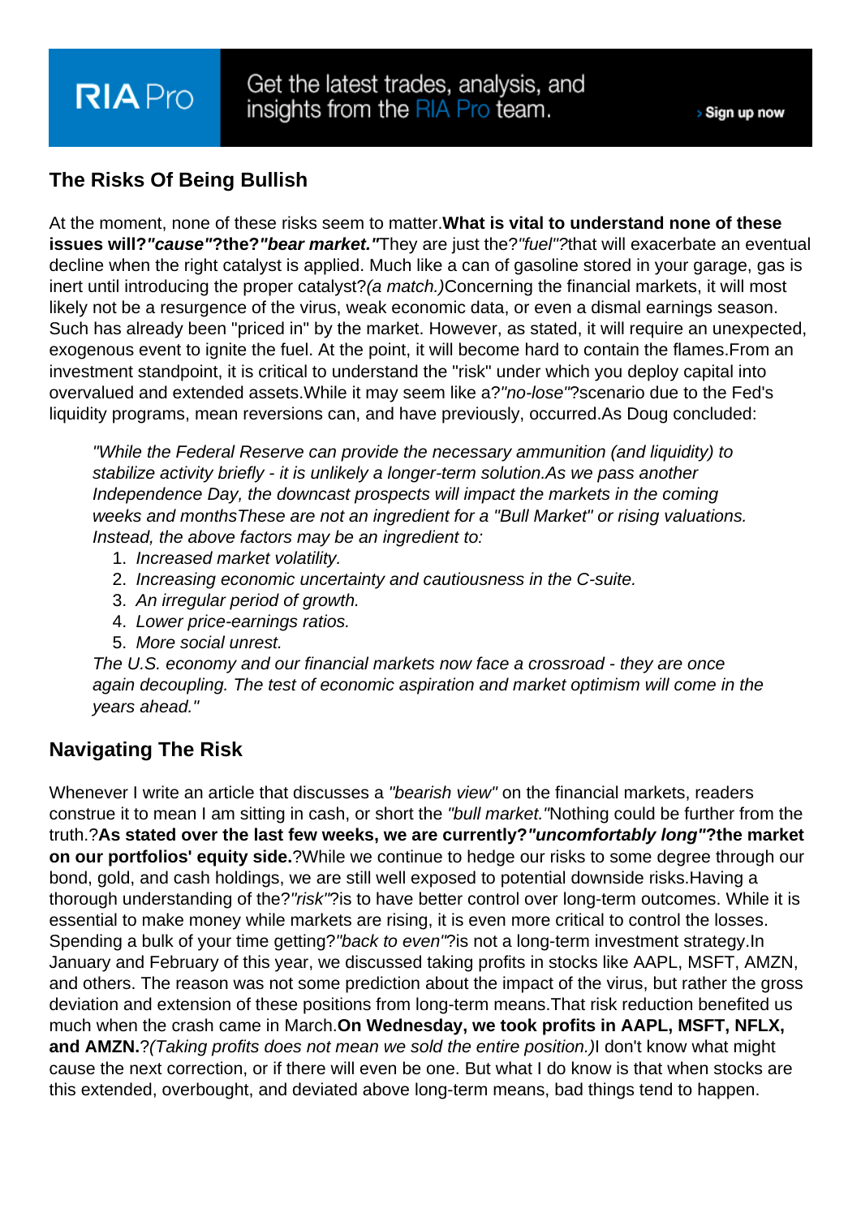## The Risks Of Being Bullish

At the moment, none of these risks seem to matter.**What is vital to understand none of these issues will?*"cause"*?the?*"bear market."***They are just the?*"fuel"*?that will exacerbate an eventual decline when the right catalyst is applied. Much like a can of gasoline stored in your garage, gas is inert until introducing the proper catalyst?*(a match.)*Concerning the financial markets, it will most likely not be a resurgence of the virus, weak economic data, or even a dismal earnings season. Such has already been "priced in" by the market. However, as stated, it will require an unexpected, exogenous event to ignite the fuel. At the point, it will become hard to contain the flames.From an investment standpoint, it is critical to understand the "risk" under which you deploy capital into overvalued and extended assets.While it may seem like a?*"no-lose"*?scenario due to the Fed's liquidity programs, mean reversions can, and have previously, occurred.As Doug concluded:

> *"While the Federal Reserve can provide the necessary ammunition (and liquidity) to stabilize activity briefly - it is unlikely a longer-term solution.As we pass another Independence Day, the downcast prospects will impact the markets in the coming weeks and monthsThese are not an ingredient for a "Bull Market" or rising valuations. Instead, the above factors may be an ingredient to:*
>
> 1. *Increased market volatility.*
> 2. *Increasing economic uncertainty and cautiousness in the C-suite.*
> 3. *An irregular period of growth.*
> 4. *Lower price-earnings ratios.*
> 5. *More social unrest.*
>
> *The U.S. economy and our financial markets now face a crossroad - they are once again decoupling. The test of economic aspiration and market optimism will come in the years ahead."*

## Navigating The Risk

Whenever I write an article that discusses a *"bearish view"* on the financial markets, readers construe it to mean I am sitting in cash, or short the *"bull market."*Nothing could be further from the truth.?**As stated over the last few weeks, we are currently?*"uncomfortably long"*?the market on our portfolios' equity side.**?While we continue to hedge our risks to some degree through our bond, gold, and cash holdings, we are still well exposed to potential downside risks.Having a thorough understanding of the?*"risk"*?is to have better control over long-term outcomes. While it is essential to make money while markets are rising, it is even more critical to control the losses. Spending a bulk of your time getting?*"back to even"*?is not a long-term investment strategy.In January and February of this year, we discussed taking profits in stocks like AAPL, MSFT, AMZN, and others. The reason was not some prediction about the impact of the virus, but rather the gross deviation and extension of these positions from long-term means.That risk reduction benefited us much when the crash came in March.**On Wednesday, we took profits in AAPL, MSFT, NFLX, and AMZN.**?*(Taking profits does not mean we sold the entire position.)*I don't know what might cause the next correction, or if there will even be one. But what I do know is that when stocks are this extended, overbought, and deviated above long-term means, bad things tend to happen.